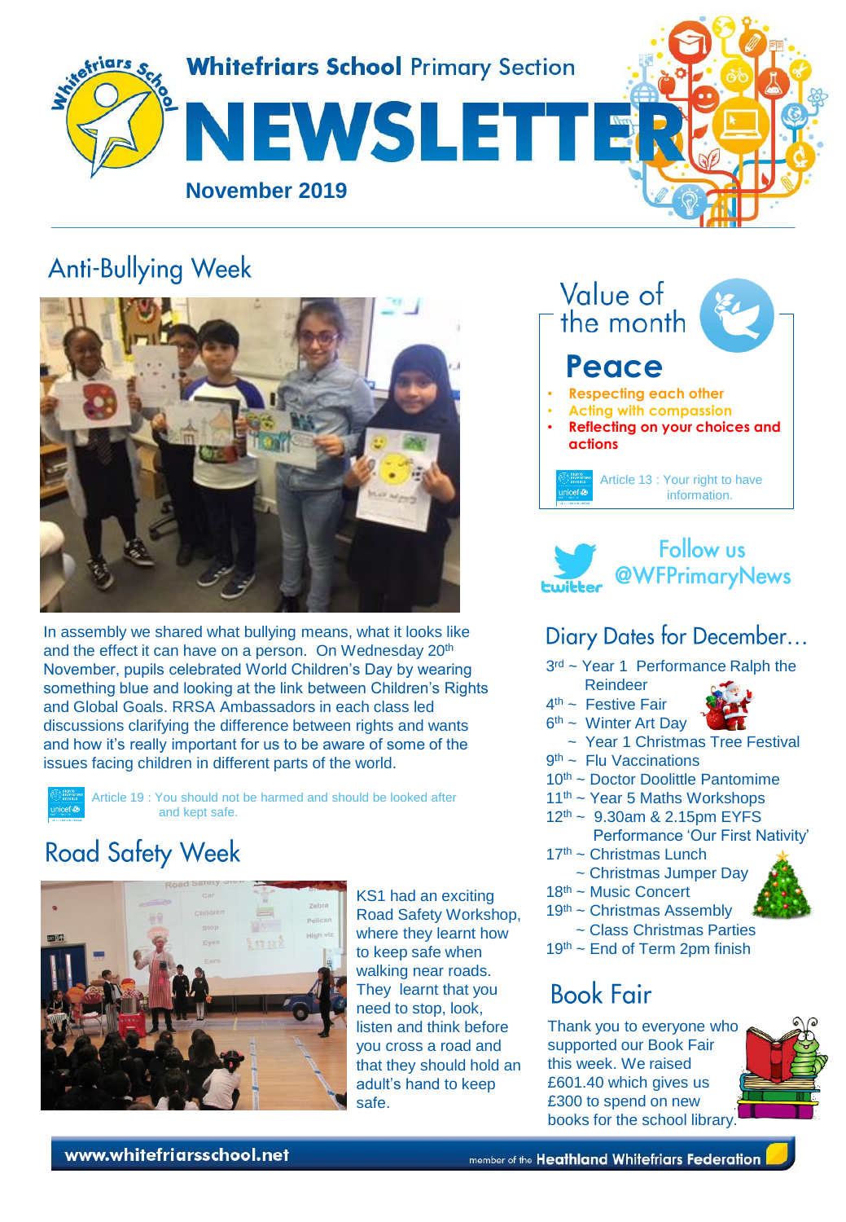# Whitefriars School Primary Section NEWSLETTER

**November 2019**

## Anti-Bullying Week

In assembly we shared what bullying means, what it looks like and the effect it can have on a person. On Wednesday 20th November, pupils celebrated World Children's Day by wearing something blue and looking at the link between Children's Rights and Global Goals. RRSA Ambassadors in each class led discussions clarifying the difference between rights and wants and how it's really important for us to be aware of some of the issues facing children in different parts of the world.

Article 19 : You should not be harmed and should be looked after and kept safe.

## Road Safety Week

KS1 had an exciting Road Safety Workshop, where they learnt how to keep safe when walking near roads. They learnt that you need to stop, look, listen and think before you cross a road and that they should hold an adult's hand to keep safe.

## Value of the month

### Peace

- Respecting each other
- Acting with compassion
- **Reflecting on your choices and actions**

Article 13 : Your right to have information.

Follow us @WFPrimaryNews

## Diary Dates for December…

- 3rd ~ Year 1 Performance Ralph the Reindeer
- 4th ~ Festive Fair
- 6th ~ Winter Art Day
  ~ Year 1 Christmas Tree Festival
- 9th ~ Flu Vaccinations
- 10th ~ Doctor Doolittle Pantomime
- 11th ~ Year 5 Maths Workshops
- 12th ~ 9.30am & 2.15pm EYFS Performance 'Our First Nativity'
- 17th ~ Christmas Lunch
  ~ Christmas Jumper Day
- 18th ~ Music Concert
- 19th ~ Christmas Assembly
  ~ Class Christmas Parties
- 19th ~ End of Term 2pm finish

## Book Fair

Thank you to everyone who supported our Book Fair this week. We raised £601.40 which gives us £300 to spend on new books for the school library.

www.whitefriarsschool.net

member of the Heathland Whitefriars Federation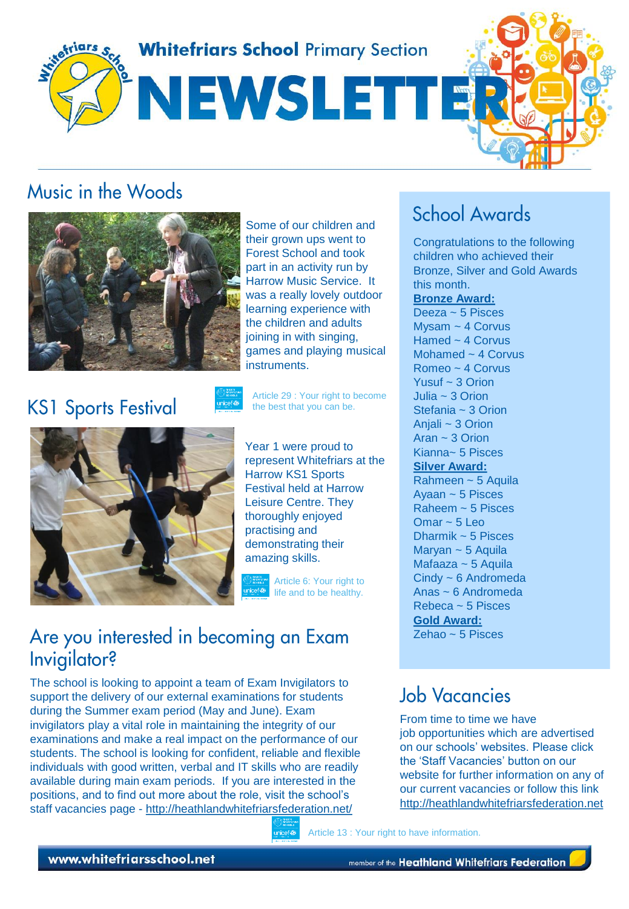# Whitefriars School Primary Section NEWSLETTER

## Music in the Woods

Some of our children and their grown ups went to Forest School and took part in an activity run by Harrow Music Service. It was a really lovely outdoor learning experience with the children and adults joining in with singing, games and playing musical instruments.

Article 29 : Your right to become the best that you can be.

## KS1 Sports Festival

Year 1 were proud to represent Whitefriars at the Harrow KS1 Sports Festival held at Harrow Leisure Centre. They thoroughly enjoyed practising and demonstrating their amazing skills.

Article 6: Your right to life and to be healthy.

## Are you interested in becoming an Exam Invigilator?

The school is looking to appoint a team of Exam Invigilators to support the delivery of our external examinations for students during the Summer exam period (May and June). Exam invigilators play a vital role in maintaining the integrity of our examinations and make a real impact on the performance of our students. The school is looking for confident, reliable and flexible individuals with good written, verbal and IT skills who are readily available during main exam periods. If you are interested in the positions, and to find out more about the role, visit the school's staff vacancies page - http://heathlandwhitefriarsfederation.net/

## School Awards

Congratulations to the following children who achieved their Bronze, Silver and Gold Awards this month.

**Bronze Award:**

Deeza ~ 5 Pisces
Mysam ~ 4 Corvus
Hamed ~ 4 Corvus
Mohamed ~ 4 Corvus
Romeo ~ 4 Corvus
Yusuf ~ 3 Orion
Julia ~ 3 Orion
Stefania ~ 3 Orion
Anjali ~ 3 Orion
Aran ~ 3 Orion
Kianna~ 5 Pisces

**Silver Award:**

Rahmeen ~ 5 Aquila
Ayaan ~ 5 Pisces
Raheem ~ 5 Pisces
Omar ~ 5 Leo
Dharmik ~ 5 Pisces
Maryan ~ 5 Aquila
Mafaaza ~ 5 Aquila
Cindy ~ 6 Andromeda
Anas ~ 6 Andromeda
Rebeca ~ 5 Pisces

**Gold Award:**

Zehao ~ 5 Pisces

## Job Vacancies

From time to time we have job opportunities which are advertised on our schools' websites. Please click the 'Staff Vacancies' button on our website for further information on any of our current vacancies or follow this link http://heathlandwhitefriarsfederation.net

Article 13 : Your right to have information.

www.whitefriarsschool.net — member of the Heathland Whitefriars Federation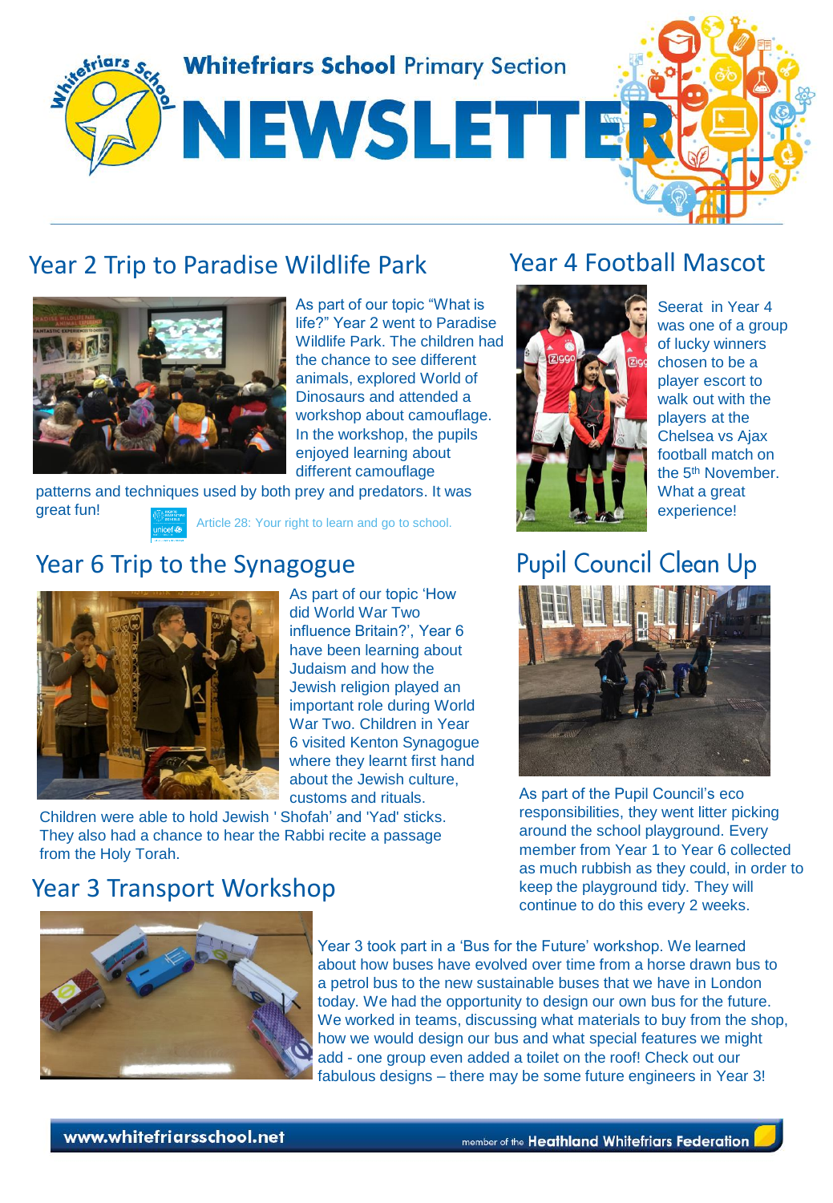# Whitefriars School Primary Section NEWSLETTER

## Year 2 Trip to Paradise Wildlife Park

As part of our topic "What is life?" Year 2 went to Paradise Wildlife Park. The children had the chance to see different animals, explored World of Dinosaurs and attended a workshop about camouflage. In the workshop, the pupils enjoyed learning about different camouflage patterns and techniques used by both prey and predators. It was great fun!

Article 28: Your right to learn and go to school.

## Year 6 Trip to the Synagogue

As part of our topic 'How did World War Two influence Britain?', Year 6 have been learning about Judaism and how the Jewish religion played an important role during World War Two. Children in Year 6 visited Kenton Synagogue where they learnt first hand about the Jewish culture, customs and rituals. Children were able to hold Jewish ' Shofah' and 'Yad' sticks. They also had a chance to hear the Rabbi recite a passage from the Holy Torah.

## Year 3 Transport Workshop

Year 3 took part in a 'Bus for the Future' workshop. We learned about how buses have evolved over time from a horse drawn bus to a petrol bus to the new sustainable buses that we have in London today. We had the opportunity to design our own bus for the future. We worked in teams, discussing what materials to buy from the shop, how we would design our bus and what special features we might add - one group even added a toilet on the roof! Check out our fabulous designs – there may be some future engineers in Year 3!

## Year 4 Football Mascot

Seerat in Year 4 was one of a group of lucky winners chosen to be a player escort to walk out with the players at the Chelsea vs Ajax football match on the 5th November. What a great experience!

## Pupil Council Clean Up

As part of the Pupil Council's eco responsibilities, they went litter picking around the school playground. Every member from Year 1 to Year 6 collected as much rubbish as they could, in order to keep the playground tidy. They will continue to do this every 2 weeks.

www.whitefriarsschool.net

member of the Heathland Whitefriars Federation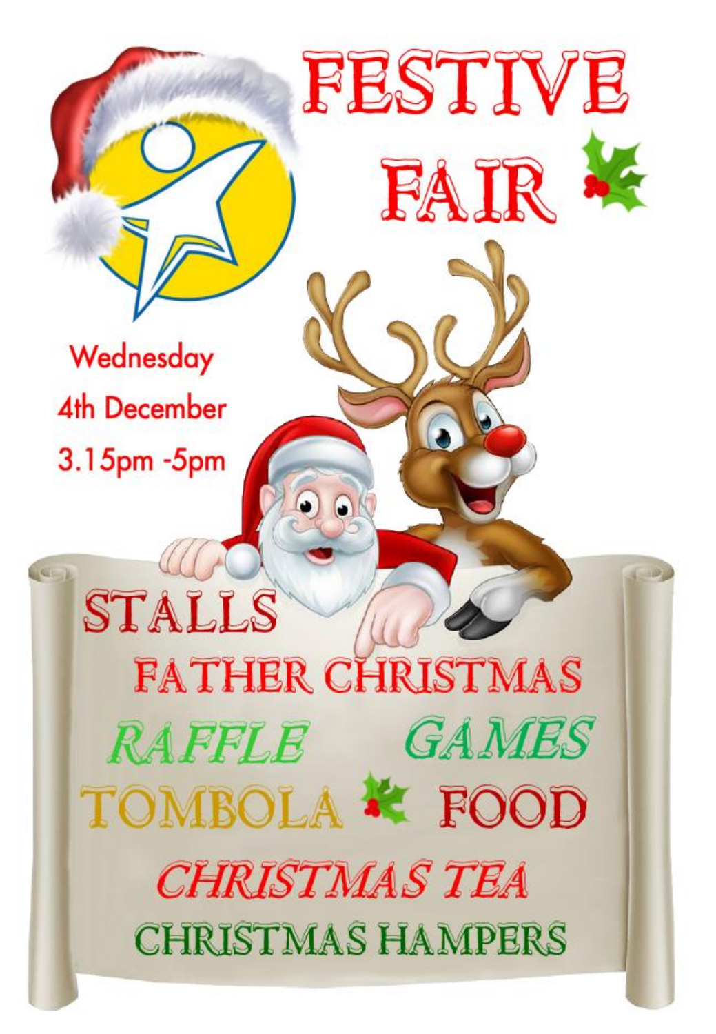# FESTIVE FAIR

Wednesday

4th December

3.15pm -5pm

STALLS

FATHER CHRISTMAS

*RAFFLE* *GAMES*

TOMBOLA FOOD

*CHRISTMAS TEA*

CHRISTMAS HAMPERS